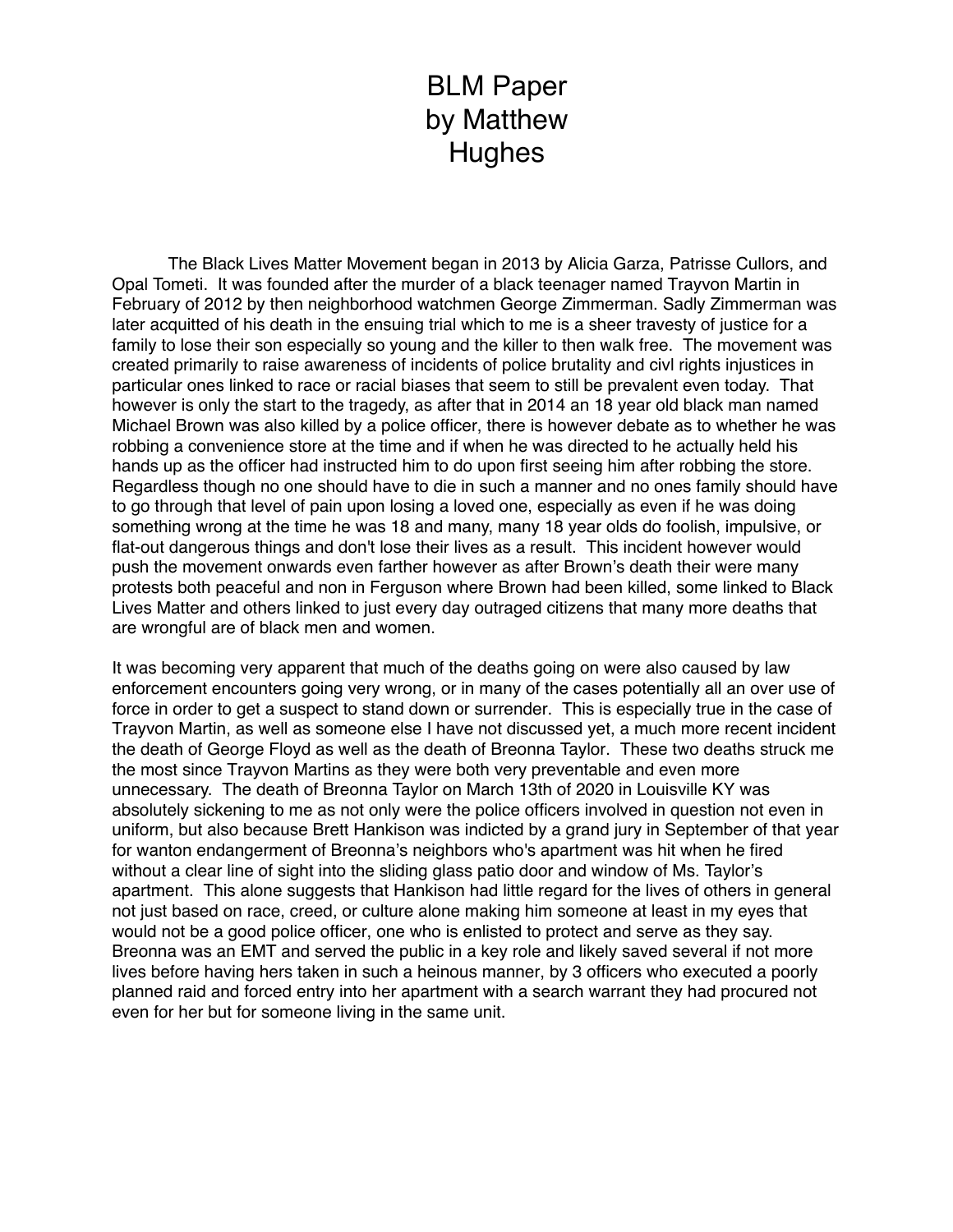# BLM Paper
# by Matthew Hughes

The Black Lives Matter Movement began in 2013 by Alicia Garza, Patrisse Cullors, and Opal Tometi. It was founded after the murder of a black teenager named Trayvon Martin in February of 2012 by then neighborhood watchmen George Zimmerman. Sadly Zimmerman was later acquitted of his death in the ensuing trial which to me is a sheer travesty of justice for a family to lose their son especially so young and the killer to then walk free. The movement was created primarily to raise awareness of incidents of police brutality and civl rights injustices in particular ones linked to race or racial biases that seem to still be prevalent even today. That however is only the start to the tragedy, as after that in 2014 an 18 year old black man named Michael Brown was also killed by a police officer, there is however debate as to whether he was robbing a convenience store at the time and if when he was directed to he actually held his hands up as the officer had instructed him to do upon first seeing him after robbing the store. Regardless though no one should have to die in such a manner and no ones family should have to go through that level of pain upon losing a loved one, especially as even if he was doing something wrong at the time he was 18 and many, many 18 year olds do foolish, impulsive, or flat-out dangerous things and don't lose their lives as a result. This incident however would push the movement onwards even farther however as after Brown's death their were many protests both peaceful and non in Ferguson where Brown had been killed, some linked to Black Lives Matter and others linked to just every day outraged citizens that many more deaths that are wrongful are of black men and women.

It was becoming very apparent that much of the deaths going on were also caused by law enforcement encounters going very wrong, or in many of the cases potentially all an over use of force in order to get a suspect to stand down or surrender. This is especially true in the case of Trayvon Martin, as well as someone else I have not discussed yet, a much more recent incident the death of George Floyd as well as the death of Breonna Taylor. These two deaths struck me the most since Trayvon Martins as they were both very preventable and even more unnecessary. The death of Breonna Taylor on March 13th of 2020 in Louisville KY was absolutely sickening to me as not only were the police officers involved in question not even in uniform, but also because Brett Hankison was indicted by a grand jury in September of that year for wanton endangerment of Breonna's neighbors who's apartment was hit when he fired without a clear line of sight into the sliding glass patio door and window of Ms. Taylor's apartment. This alone suggests that Hankison had little regard for the lives of others in general not just based on race, creed, or culture alone making him someone at least in my eyes that would not be a good police officer, one who is enlisted to protect and serve as they say. Breonna was an EMT and served the public in a key role and likely saved several if not more lives before having hers taken in such a heinous manner, by 3 officers who executed a poorly planned raid and forced entry into her apartment with a search warrant they had procured not even for her but for someone living in the same unit.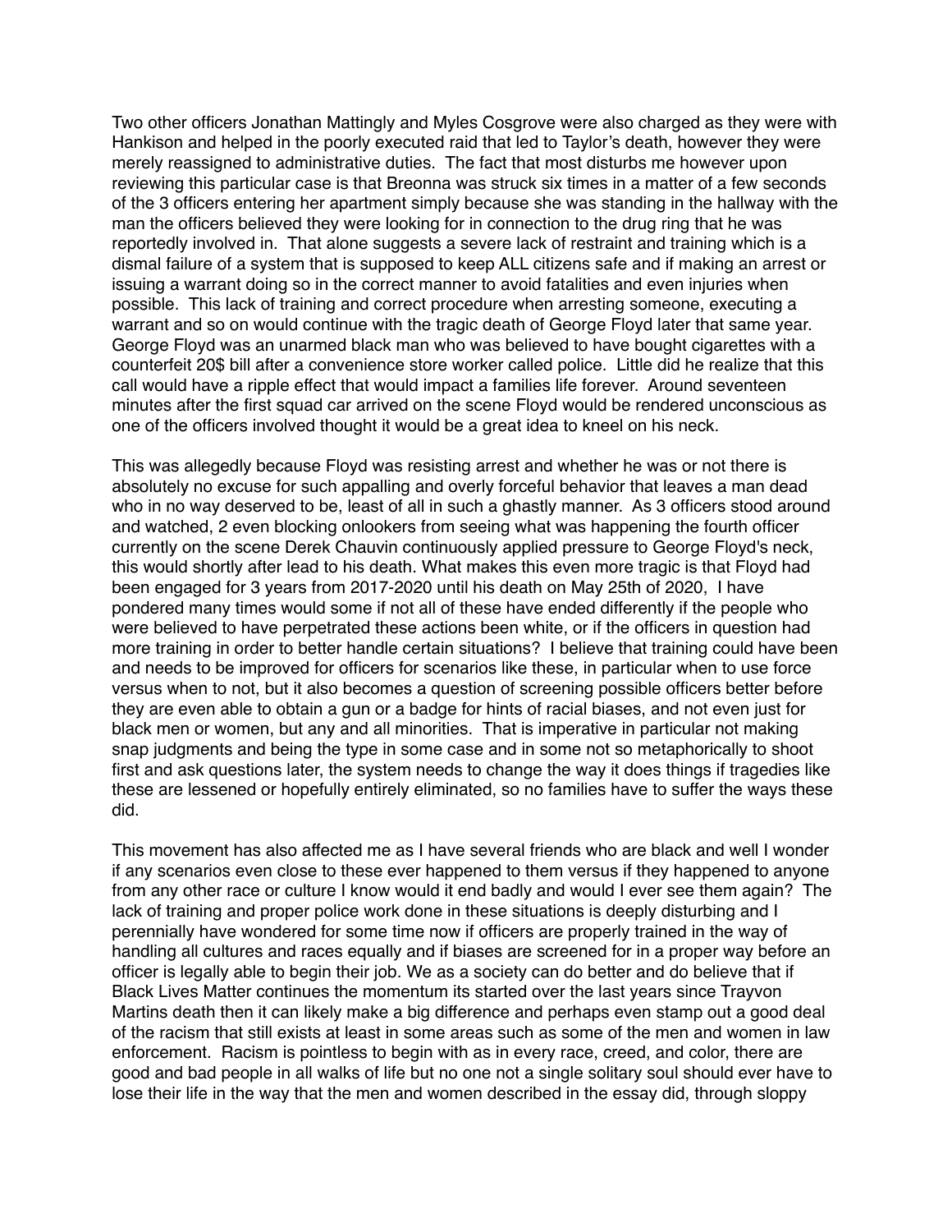Two other officers Jonathan Mattingly and Myles Cosgrove were also charged as they were with Hankison and helped in the poorly executed raid that led to Taylor's death, however they were merely reassigned to administrative duties. The fact that most disturbs me however upon reviewing this particular case is that Breonna was struck six times in a matter of a few seconds of the 3 officers entering her apartment simply because she was standing in the hallway with the man the officers believed they were looking for in connection to the drug ring that he was reportedly involved in. That alone suggests a severe lack of restraint and training which is a dismal failure of a system that is supposed to keep ALL citizens safe and if making an arrest or issuing a warrant doing so in the correct manner to avoid fatalities and even injuries when possible. This lack of training and correct procedure when arresting someone, executing a warrant and so on would continue with the tragic death of George Floyd later that same year. George Floyd was an unarmed black man who was believed to have bought cigarettes with a counterfeit 20$ bill after a convenience store worker called police. Little did he realize that this call would have a ripple effect that would impact a families life forever. Around seventeen minutes after the first squad car arrived on the scene Floyd would be rendered unconscious as one of the officers involved thought it would be a great idea to kneel on his neck.

This was allegedly because Floyd was resisting arrest and whether he was or not there is absolutely no excuse for such appalling and overly forceful behavior that leaves a man dead who in no way deserved to be, least of all in such a ghastly manner. As 3 officers stood around and watched, 2 even blocking onlookers from seeing what was happening the fourth officer currently on the scene Derek Chauvin continuously applied pressure to George Floyd's neck, this would shortly after lead to his death. What makes this even more tragic is that Floyd had been engaged for 3 years from 2017-2020 until his death on May 25th of 2020, I have pondered many times would some if not all of these have ended differently if the people who were believed to have perpetrated these actions been white, or if the officers in question had more training in order to better handle certain situations? I believe that training could have been and needs to be improved for officers for scenarios like these, in particular when to use force versus when to not, but it also becomes a question of screening possible officers better before they are even able to obtain a gun or a badge for hints of racial biases, and not even just for black men or women, but any and all minorities. That is imperative in particular not making snap judgments and being the type in some case and in some not so metaphorically to shoot first and ask questions later, the system needs to change the way it does things if tragedies like these are lessened or hopefully entirely eliminated, so no families have to suffer the ways these did.

This movement has also affected me as I have several friends who are black and well I wonder if any scenarios even close to these ever happened to them versus if they happened to anyone from any other race or culture I know would it end badly and would I ever see them again? The lack of training and proper police work done in these situations is deeply disturbing and I perennially have wondered for some time now if officers are properly trained in the way of handling all cultures and races equally and if biases are screened for in a proper way before an officer is legally able to begin their job. We as a society can do better and do believe that if Black Lives Matter continues the momentum its started over the last years since Trayvon Martins death then it can likely make a big difference and perhaps even stamp out a good deal of the racism that still exists at least in some areas such as some of the men and women in law enforcement. Racism is pointless to begin with as in every race, creed, and color, there are good and bad people in all walks of life but no one not a single solitary soul should ever have to lose their life in the way that the men and women described in the essay did, through sloppy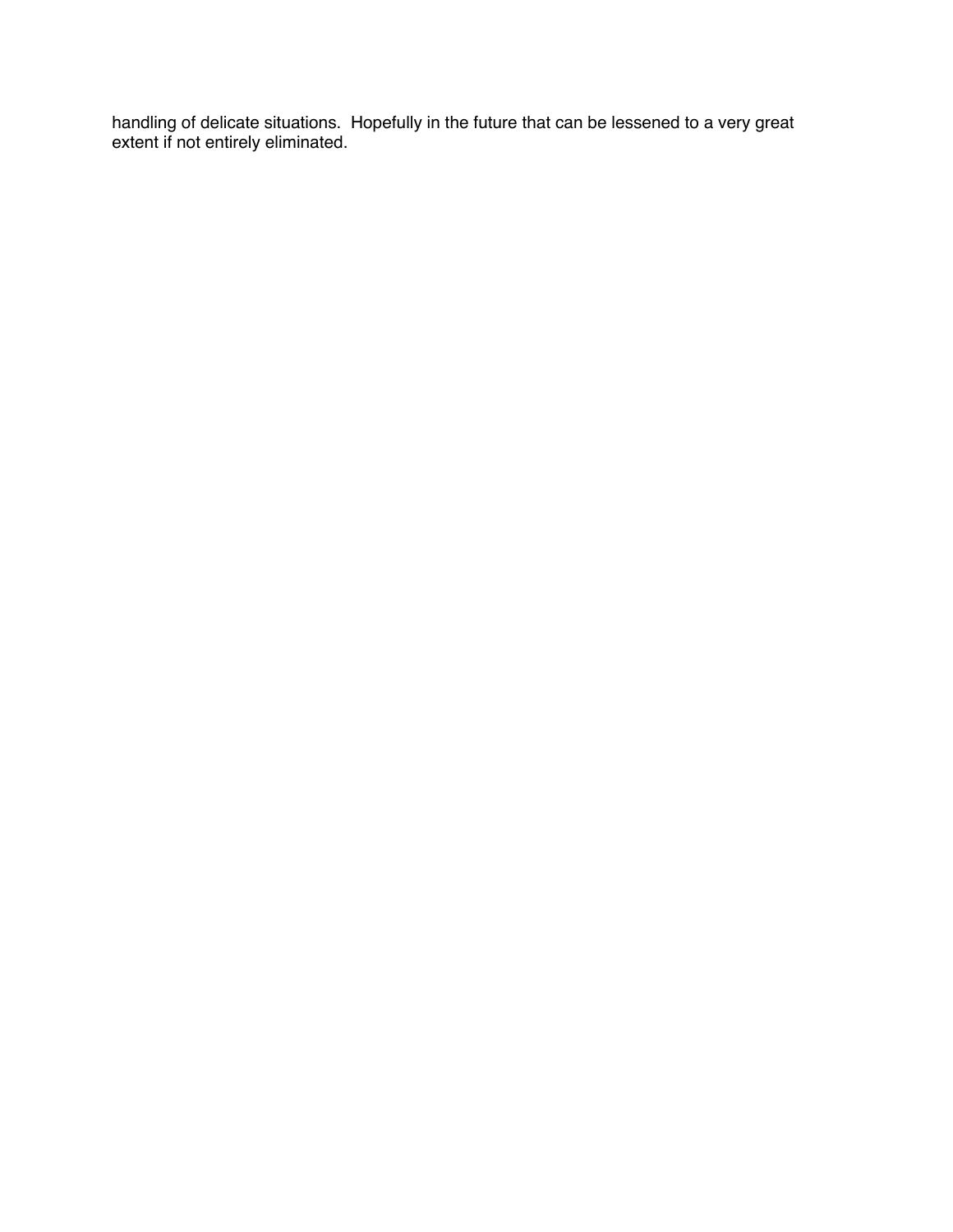handling of delicate situations.  Hopefully in the future that can be lessened to a very great extent if not entirely eliminated.